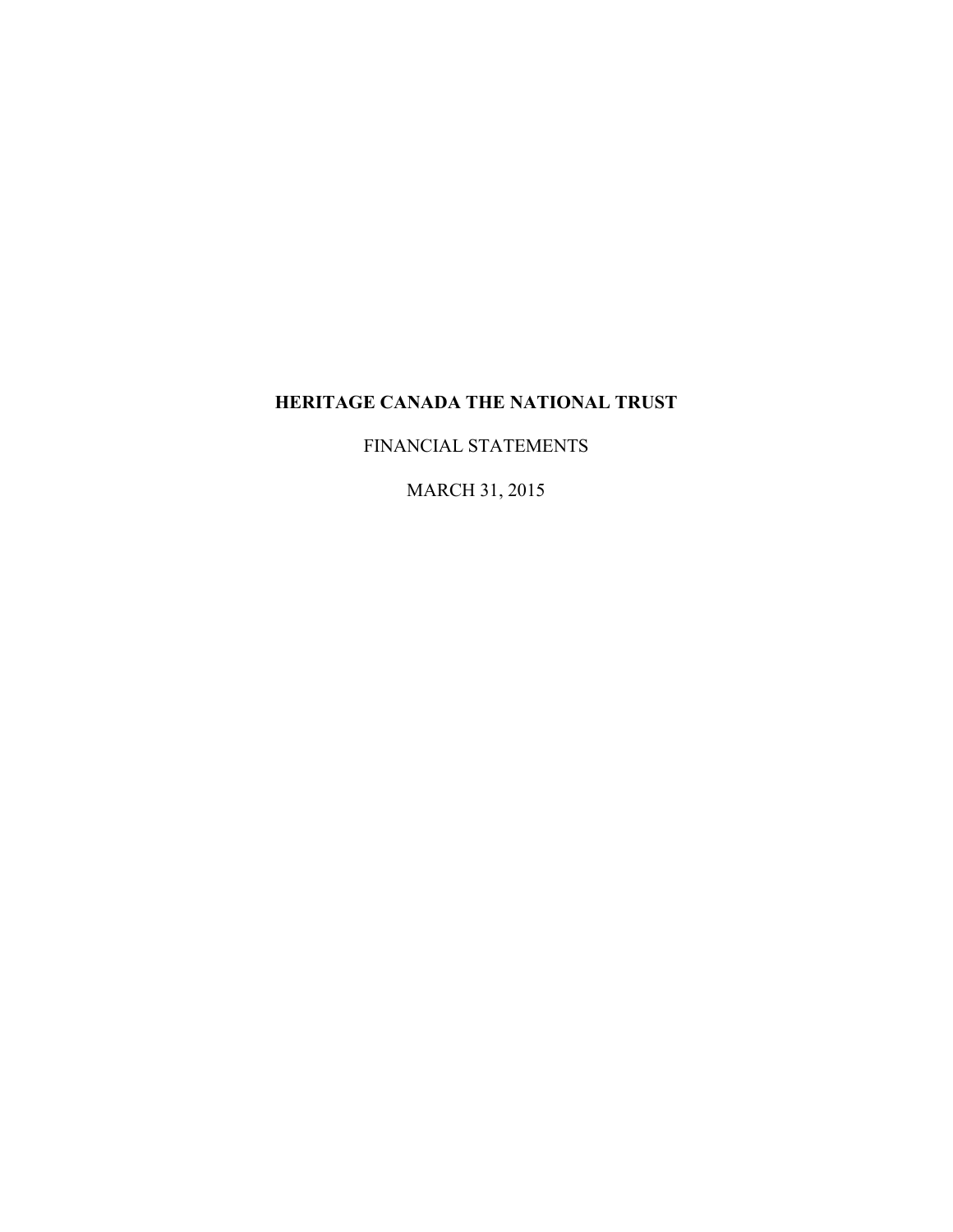# HERITAGE CANADA THE NATIONAL TRUST

FINANCIAL STATEMENTS

MARCH 31, 2015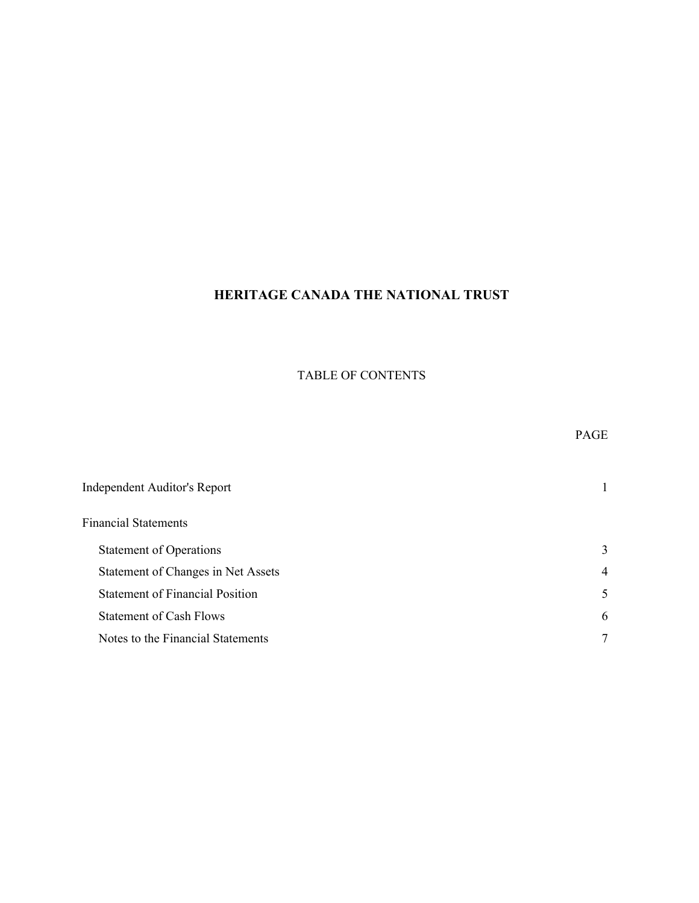# HERITAGE CANADA THE NATIONAL TRUST

## TABLE OF CONTENTS

| | PAGE |
|---|---|
| Independent Auditor's Report | 1 |
| **Financial Statements** | |
| Statement of Operations | 3 |
| Statement of Changes in Net Assets | 4 |
| Statement of Financial Position | 5 |
| Statement of Cash Flows | 6 |
| Notes to the Financial Statements | 7 |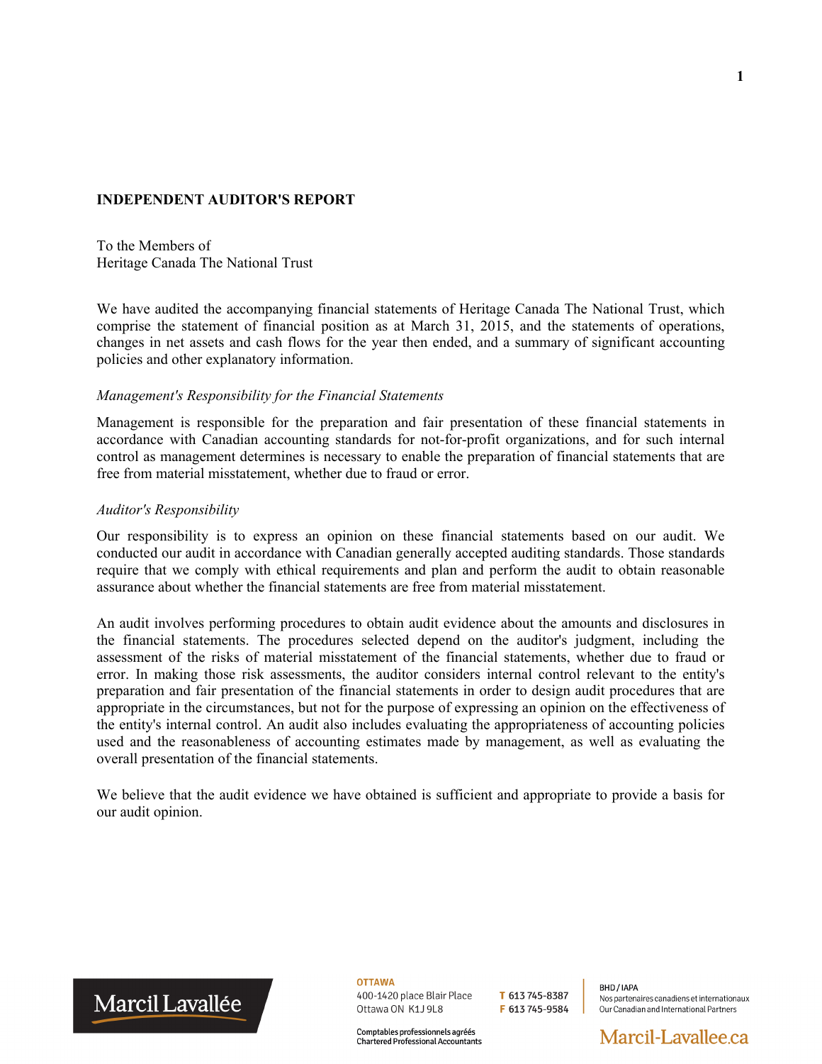## INDEPENDENT AUDITOR'S REPORT

To the Members of
Heritage Canada The National Trust

We have audited the accompanying financial statements of Heritage Canada The National Trust, which comprise the statement of financial position as at March 31, 2015, and the statements of operations, changes in net assets and cash flows for the year then ended, and a summary of significant accounting policies and other explanatory information.

*Management's Responsibility for the Financial Statements*

Management is responsible for the preparation and fair presentation of these financial statements in accordance with Canadian accounting standards for not-for-profit organizations, and for such internal control as management determines is necessary to enable the preparation of financial statements that are free from material misstatement, whether due to fraud or error.

*Auditor's Responsibility*

Our responsibility is to express an opinion on these financial statements based on our audit. We conducted our audit in accordance with Canadian generally accepted auditing standards. Those standards require that we comply with ethical requirements and plan and perform the audit to obtain reasonable assurance about whether the financial statements are free from material misstatement.

An audit involves performing procedures to obtain audit evidence about the amounts and disclosures in the financial statements. The procedures selected depend on the auditor's judgment, including the assessment of the risks of material misstatement of the financial statements, whether due to fraud or error. In making those risk assessments, the auditor considers internal control relevant to the entity's preparation and fair presentation of the financial statements in order to design audit procedures that are appropriate in the circumstances, but not for the purpose of expressing an opinion on the effectiveness of the entity's internal control. An audit also includes evaluating the appropriateness of accounting policies used and the reasonableness of accounting estimates made by management, as well as evaluating the overall presentation of the financial statements.

We believe that the audit evidence we have obtained is sufficient and appropriate to provide a basis for our audit opinion.

Marcil Lavallée

OTTAWA
400-1420 place Blair Place
Ottawa ON K1J 9L8

T 613 745-8387
F 613 745-9584

Comptables professionnels agréés
Chartered Professional Accountants

BHD / IAPA
Nos partenaires canadiens et internationaux
Our Canadian and International Partners

Marcil-Lavallee.ca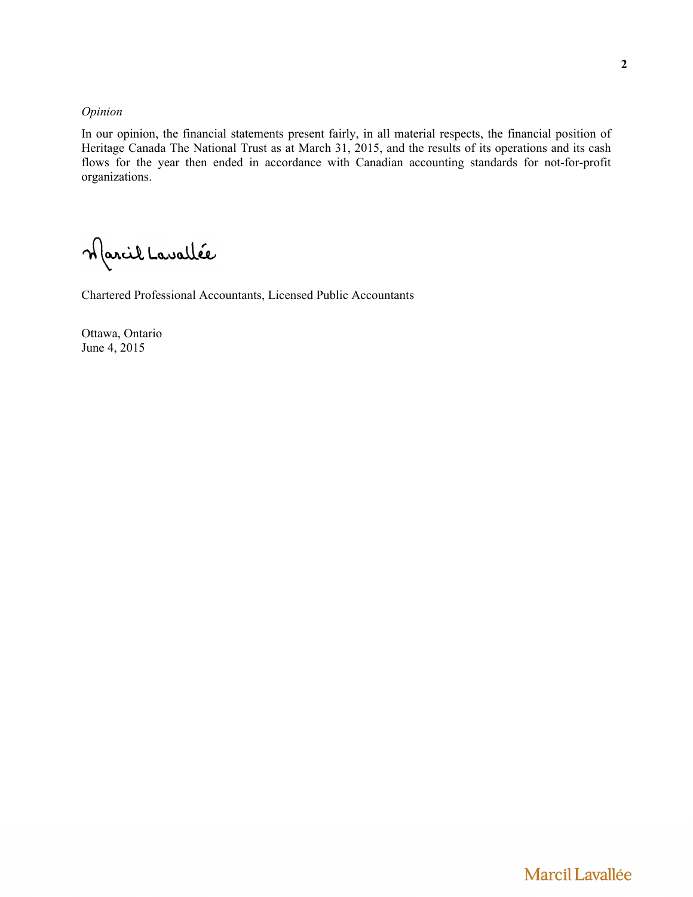*Opinion*

In our opinion, the financial statements present fairly, in all material respects, the financial position of Heritage Canada The National Trust as at March 31, 2015, and the results of its operations and its cash flows for the year then ended in accordance with Canadian accounting standards for not-for-profit organizations.

Marcil Lavallée

Chartered Professional Accountants, Licensed Public Accountants

Ottawa, Ontario
June 4, 2015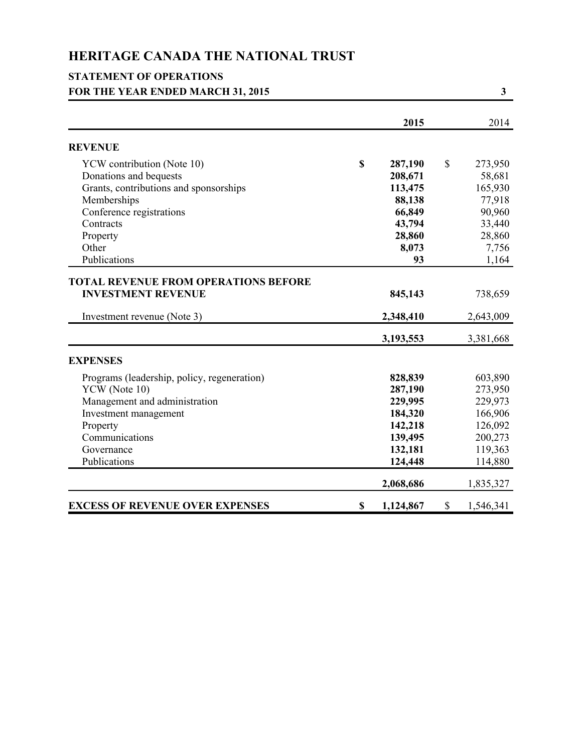# HERITAGE CANADA THE NATIONAL TRUST

## STATEMENT OF OPERATIONS

### FOR THE YEAR ENDED MARCH 31, 2015

| | **2015** | 2014 |
|---|---|---|
| **REVENUE** | | |
| YCW contribution (Note 10) | **$ 287,190** | $ 273,950 |
| Donations and bequests | **208,671** | 58,681 |
| Grants, contributions and sponsorships | **113,475** | 165,930 |
| Memberships | **88,138** | 77,918 |
| Conference registrations | **66,849** | 90,960 |
| Contracts | **43,794** | 33,440 |
| Property | **28,860** | 28,860 |
| Other | **8,073** | 7,756 |
| Publications | **93** | 1,164 |
| **TOTAL REVENUE FROM OPERATIONS BEFORE INVESTMENT REVENUE** | **845,143** | 738,659 |
| Investment revenue (Note 3) | **2,348,410** | 2,643,009 |
| | **3,193,553** | 3,381,668 |
| **EXPENSES** | | |
| Programs (leadership, policy, regeneration) | **828,839** | 603,890 |
| YCW (Note 10) | **287,190** | 273,950 |
| Management and administration | **229,995** | 229,973 |
| Investment management | **184,320** | 166,906 |
| Property | **142,218** | 126,092 |
| Communications | **139,495** | 200,273 |
| Governance | **132,181** | 119,363 |
| Publications | **124,448** | 114,880 |
| | **2,068,686** | 1,835,327 |
| **EXCESS OF REVENUE OVER EXPENSES** | **$ 1,124,867** | $ 1,546,341 |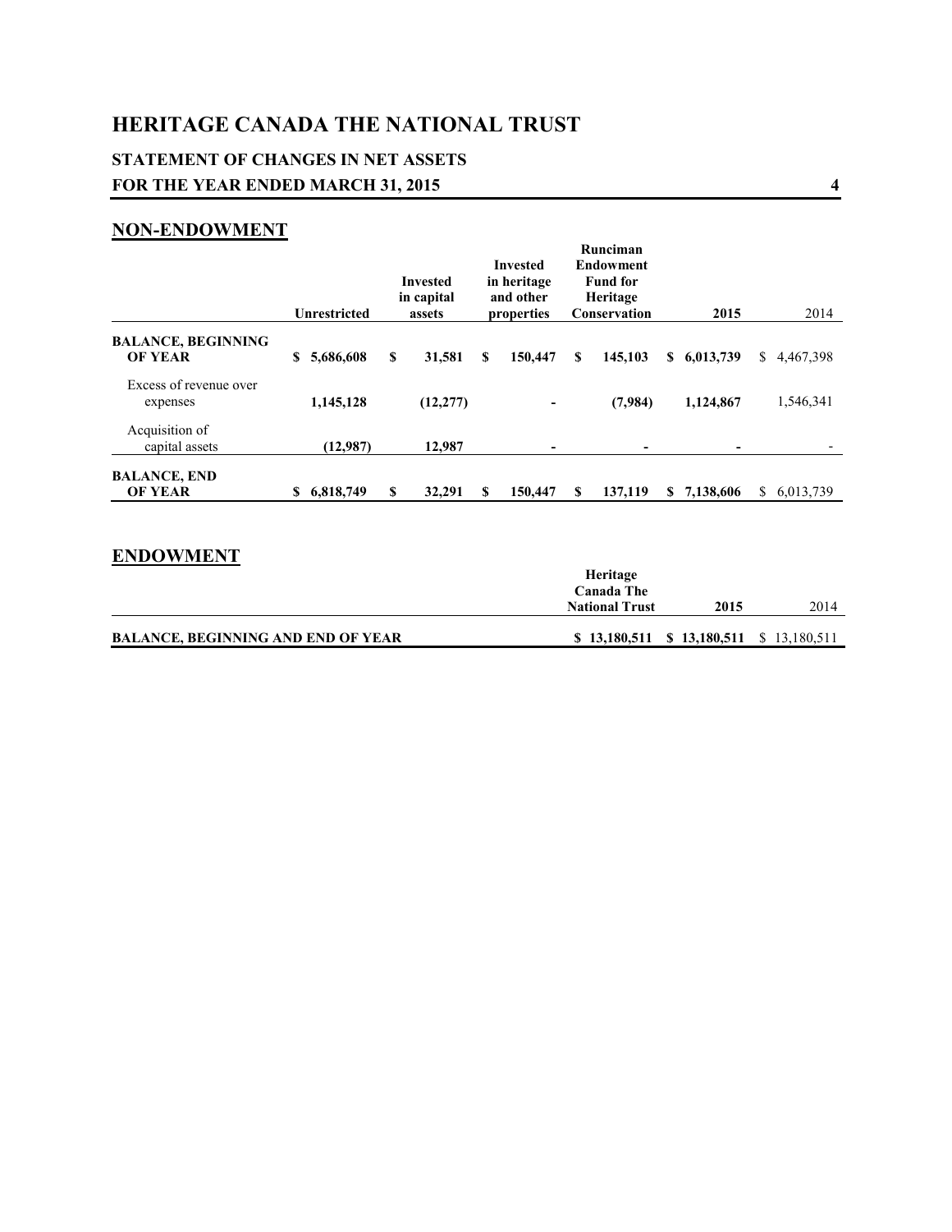# HERITAGE CANADA THE NATIONAL TRUST

## STATEMENT OF CHANGES IN NET ASSETS
## FOR THE YEAR ENDED MARCH 31, 2015

### NON-ENDOWMENT

| | Unrestricted | Invested in capital assets | Invested in heritage and other properties | Runciman Endowment Fund for Heritage Conservation | 2015 | 2014 |
|---|---|---|---|---|---|---|
| **BALANCE, BEGINNING OF YEAR** | **$ 5,686,608** | **$ 31,581** | **$ 150,447** | **$ 145,103** | **$ 6,013,739** | $ 4,467,398 |
| Excess of revenue over expenses | **1,145,128** | **(12,277)** | **-** | **(7,984)** | **1,124,867** | 1,546,341 |
| Acquisition of capital assets | **(12,987)** | **12,987** | **-** | **-** | **-** | - |
| **BALANCE, END OF YEAR** | **$ 6,818,749** | **$ 32,291** | **$ 150,447** | **$ 137,119** | **$ 7,138,606** | $ 6,013,739 |

### ENDOWMENT

| | Heritage Canada The National Trust | 2015 | 2014 |
|---|---|---|---|
| **BALANCE, BEGINNING AND END OF YEAR** | **$ 13,180,511** | **$ 13,180,511** | $ 13,180,511 |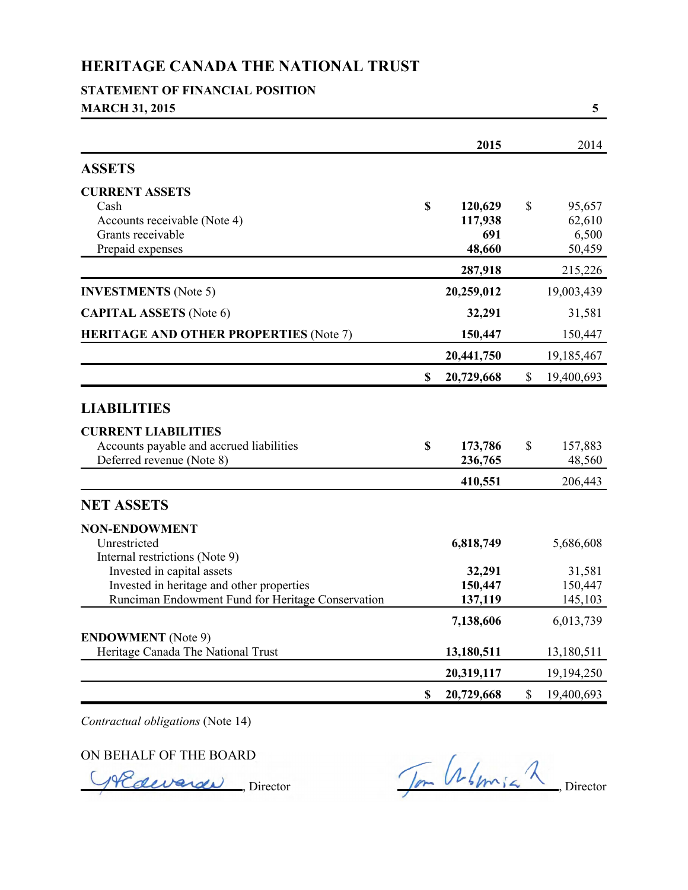# HERITAGE CANADA THE NATIONAL TRUST

## STATEMENT OF FINANCIAL POSITION

**MARCH 31, 2015**

| | 2015 | 2014 |
|---|---|---|
| **ASSETS** | | |
| **CURRENT ASSETS** | | |
| Cash | **$ 120,629** | $ 95,657 |
| Accounts receivable (Note 4) | **117,938** | 62,610 |
| Grants receivable | **691** | 6,500 |
| Prepaid expenses | **48,660** | 50,459 |
| | **287,918** | 215,226 |
| **INVESTMENTS** (Note 5) | **20,259,012** | 19,003,439 |
| **CAPITAL ASSETS** (Note 6) | **32,291** | 31,581 |
| **HERITAGE AND OTHER PROPERTIES** (Note 7) | **150,447** | 150,447 |
| | **20,441,750** | 19,185,467 |
| | **$ 20,729,668** | $ 19,400,693 |
| **LIABILITIES** | | |
| **CURRENT LIABILITIES** | | |
| Accounts payable and accrued liabilities | **$ 173,786** | $ 157,883 |
| Deferred revenue (Note 8) | **236,765** | 48,560 |
| | **410,551** | 206,443 |
| **NET ASSETS** | | |
| **NON-ENDOWMENT** | | |
| Unrestricted | **6,818,749** | 5,686,608 |
| Internal restrictions (Note 9) | | |
| Invested in capital assets | **32,291** | 31,581 |
| Invested in heritage and other properties | **150,447** | 150,447 |
| Runciman Endowment Fund for Heritage Conservation | **137,119** | 145,103 |
| | **7,138,606** | 6,013,739 |
| **ENDOWMENT** (Note 9) | | |
| Heritage Canada The National Trust | **13,180,511** | 13,180,511 |
| | **20,319,117** | 19,194,250 |
| | **$ 20,729,668** | $ 19,400,693 |

*Contractual obligations* (Note 14)

ON BEHALF OF THE BOARD

_______________, Director

_______________, Director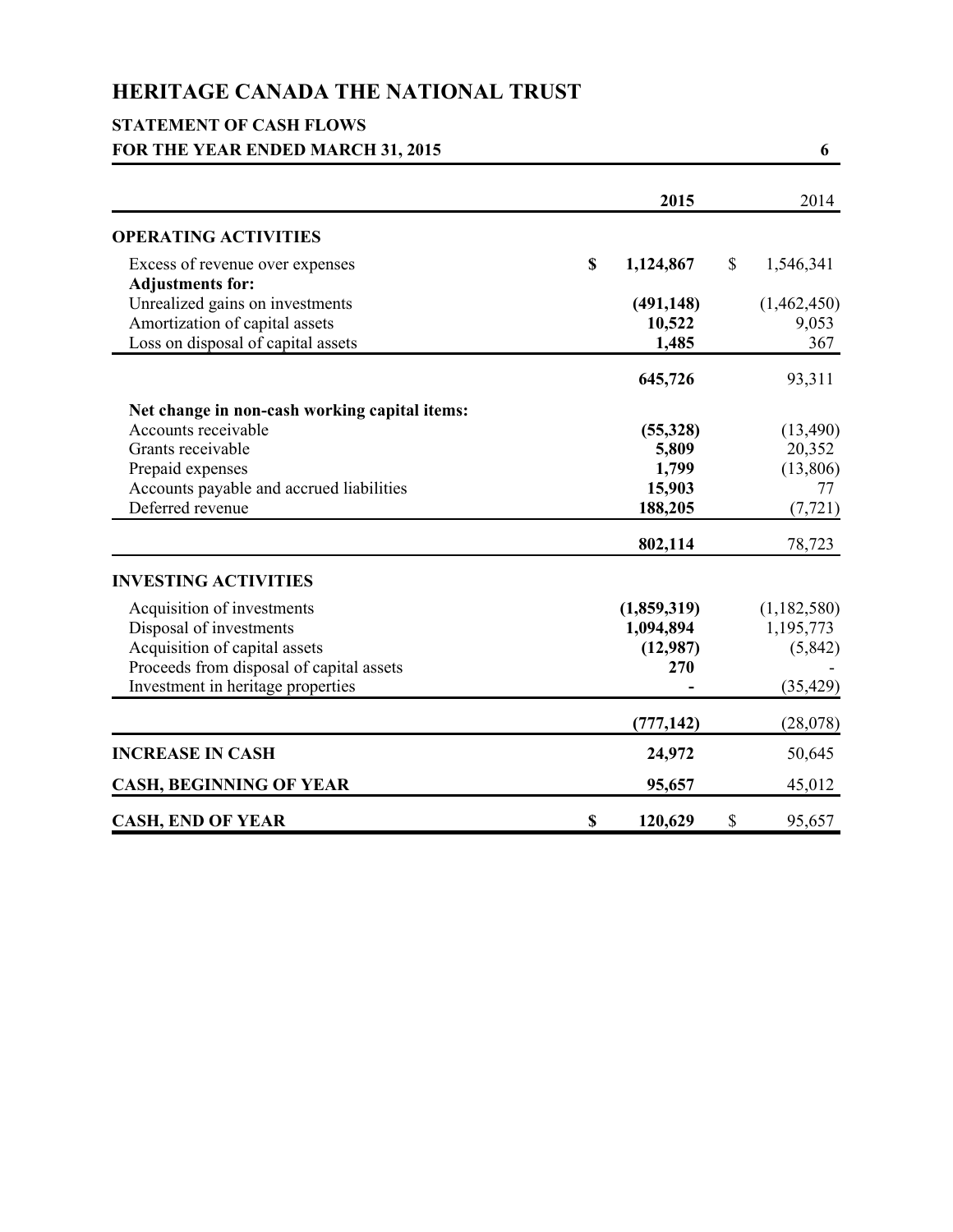# HERITAGE CANADA THE NATIONAL TRUST

## STATEMENT OF CASH FLOWS

### FOR THE YEAR ENDED MARCH 31, 2015

| | 2015 | 2014 |
|---|---|---|
| **OPERATING ACTIVITIES** | | |
| Excess of revenue over expenses | **$ 1,124,867** | $ 1,546,341 |
| **Adjustments for:** | | |
| Unrealized gains on investments | **(491,148)** | (1,462,450) |
| Amortization of capital assets | **10,522** | 9,053 |
| Loss on disposal of capital assets | **1,485** | 367 |
| | **645,726** | 93,311 |
| **Net change in non-cash working capital items:** | | |
| Accounts receivable | **(55,328)** | (13,490) |
| Grants receivable | **5,809** | 20,352 |
| Prepaid expenses | **1,799** | (13,806) |
| Accounts payable and accrued liabilities | **15,903** | 77 |
| Deferred revenue | **188,205** | (7,721) |
| | **802,114** | 78,723 |
| **INVESTING ACTIVITIES** | | |
| Acquisition of investments | **(1,859,319)** | (1,182,580) |
| Disposal of investments | **1,094,894** | 1,195,773 |
| Acquisition of capital assets | **(12,987)** | (5,842) |
| Proceeds from disposal of capital assets | **270** | - |
| Investment in heritage properties | **-** | (35,429) |
| | **(777,142)** | (28,078) |
| **INCREASE IN CASH** | **24,972** | 50,645 |
| **CASH, BEGINNING OF YEAR** | **95,657** | 45,012 |
| **CASH, END OF YEAR** | **$ 120,629** | $ 95,657 |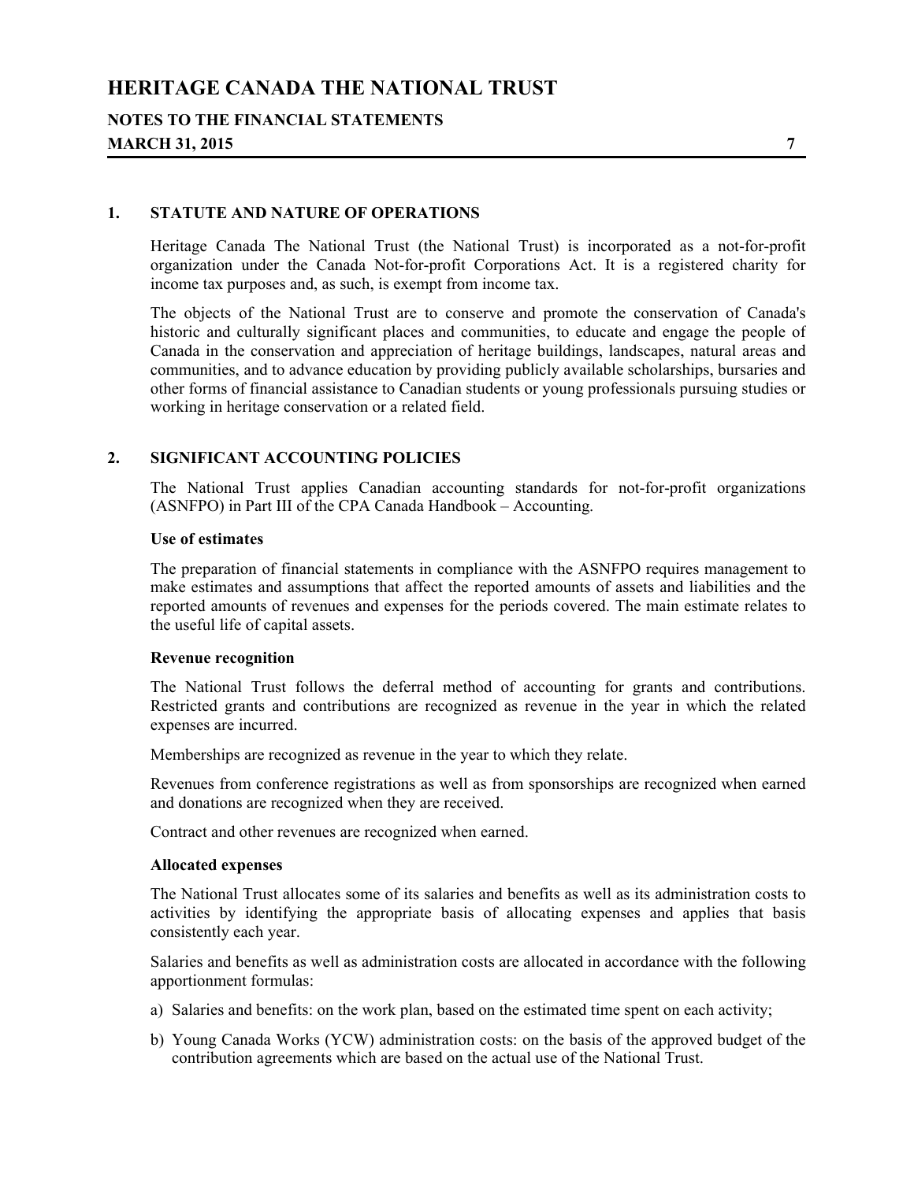## 1. STATUTE AND NATURE OF OPERATIONS

Heritage Canada The National Trust (the National Trust) is incorporated as a not-for-profit organization under the Canada Not-for-profit Corporations Act. It is a registered charity for income tax purposes and, as such, is exempt from income tax.

The objects of the National Trust are to conserve and promote the conservation of Canada's historic and culturally significant places and communities, to educate and engage the people of Canada in the conservation and appreciation of heritage buildings, landscapes, natural areas and communities, and to advance education by providing publicly available scholarships, bursaries and other forms of financial assistance to Canadian students or young professionals pursuing studies or working in heritage conservation or a related field.

## 2. SIGNIFICANT ACCOUNTING POLICIES

The National Trust applies Canadian accounting standards for not-for-profit organizations (ASNFPO) in Part III of the CPA Canada Handbook – Accounting.

**Use of estimates**

The preparation of financial statements in compliance with the ASNFPO requires management to make estimates and assumptions that affect the reported amounts of assets and liabilities and the reported amounts of revenues and expenses for the periods covered. The main estimate relates to the useful life of capital assets.

**Revenue recognition**

The National Trust follows the deferral method of accounting for grants and contributions. Restricted grants and contributions are recognized as revenue in the year in which the related expenses are incurred.

Memberships are recognized as revenue in the year to which they relate.

Revenues from conference registrations as well as from sponsorships are recognized when earned and donations are recognized when they are received.

Contract and other revenues are recognized when earned.

**Allocated expenses**

The National Trust allocates some of its salaries and benefits as well as its administration costs to activities by identifying the appropriate basis of allocating expenses and applies that basis consistently each year.

Salaries and benefits as well as administration costs are allocated in accordance with the following apportionment formulas:

a) Salaries and benefits: on the work plan, based on the estimated time spent on each activity;

b) Young Canada Works (YCW) administration costs: on the basis of the approved budget of the contribution agreements which are based on the actual use of the National Trust.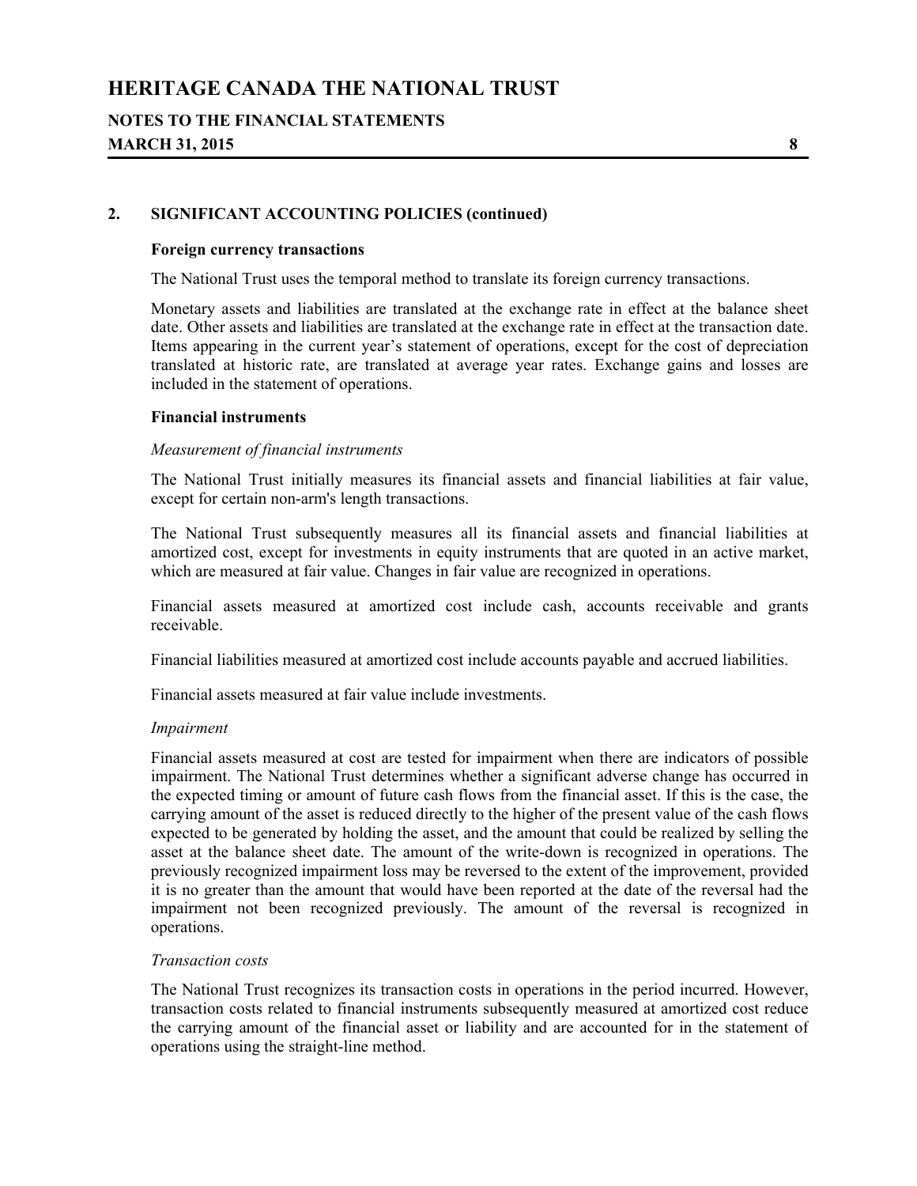## 2. SIGNIFICANT ACCOUNTING POLICIES (continued)

**Foreign currency transactions**

The National Trust uses the temporal method to translate its foreign currency transactions.

Monetary assets and liabilities are translated at the exchange rate in effect at the balance sheet date. Other assets and liabilities are translated at the exchange rate in effect at the transaction date. Items appearing in the current year's statement of operations, except for the cost of depreciation translated at historic rate, are translated at average year rates. Exchange gains and losses are included in the statement of operations.

**Financial instruments**

*Measurement of financial instruments*

The National Trust initially measures its financial assets and financial liabilities at fair value, except for certain non-arm's length transactions.

The National Trust subsequently measures all its financial assets and financial liabilities at amortized cost, except for investments in equity instruments that are quoted in an active market, which are measured at fair value. Changes in fair value are recognized in operations.

Financial assets measured at amortized cost include cash, accounts receivable and grants receivable.

Financial liabilities measured at amortized cost include accounts payable and accrued liabilities.

Financial assets measured at fair value include investments.

*Impairment*

Financial assets measured at cost are tested for impairment when there are indicators of possible impairment. The National Trust determines whether a significant adverse change has occurred in the expected timing or amount of future cash flows from the financial asset. If this is the case, the carrying amount of the asset is reduced directly to the higher of the present value of the cash flows expected to be generated by holding the asset, and the amount that could be realized by selling the asset at the balance sheet date. The amount of the write-down is recognized in operations. The previously recognized impairment loss may be reversed to the extent of the improvement, provided it is no greater than the amount that would have been reported at the date of the reversal had the impairment not been recognized previously. The amount of the reversal is recognized in operations.

*Transaction costs*

The National Trust recognizes its transaction costs in operations in the period incurred. However, transaction costs related to financial instruments subsequently measured at amortized cost reduce the carrying amount of the financial asset or liability and are accounted for in the statement of operations using the straight-line method.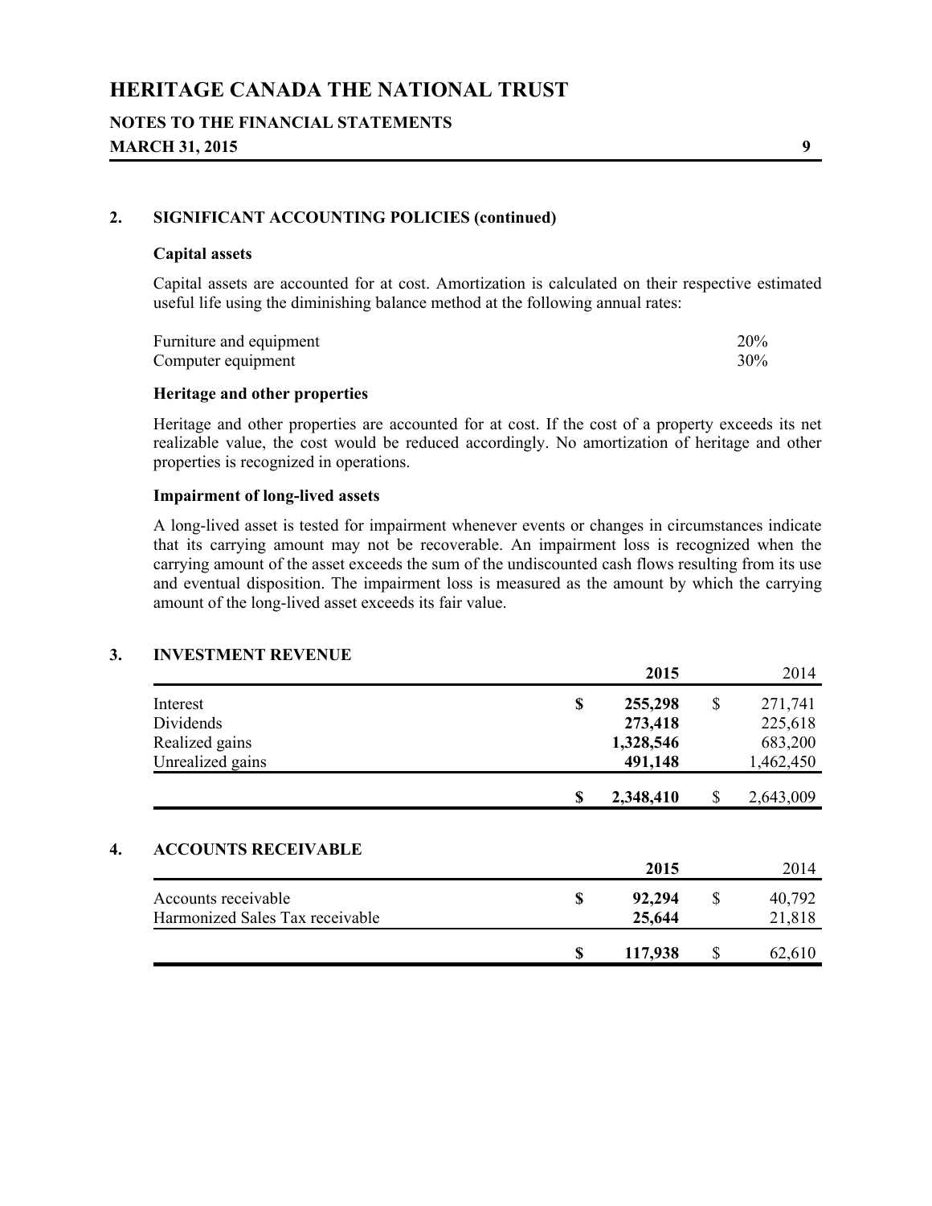## 2. SIGNIFICANT ACCOUNTING POLICIES (continued)

### Capital assets

Capital assets are accounted for at cost. Amortization is calculated on their respective estimated useful life using the diminishing balance method at the following annual rates:

| | |
|---|---|
| Furniture and equipment | 20% |
| Computer equipment | 30% |

### Heritage and other properties

Heritage and other properties are accounted for at cost. If the cost of a property exceeds its net realizable value, the cost would be reduced accordingly. No amortization of heritage and other properties is recognized in operations.

### Impairment of long-lived assets

A long-lived asset is tested for impairment whenever events or changes in circumstances indicate that its carrying amount may not be recoverable. An impairment loss is recognized when the carrying amount of the asset exceeds the sum of the undiscounted cash flows resulting from its use and eventual disposition. The impairment loss is measured as the amount by which the carrying amount of the long-lived asset exceeds its fair value.

## 3. INVESTMENT REVENUE

| | **2015** | 2014 |
|---|---|---|
| Interest | **$ 255,298** | $ 271,741 |
| Dividends | **273,418** | 225,618 |
| Realized gains | **1,328,546** | 683,200 |
| Unrealized gains | **491,148** | 1,462,450 |
| | **$ 2,348,410** | $ 2,643,009 |

## 4. ACCOUNTS RECEIVABLE

| | **2015** | 2014 |
|---|---|---|
| Accounts receivable | **$ 92,294** | $ 40,792 |
| Harmonized Sales Tax receivable | **25,644** | 21,818 |
| | **$ 117,938** | $ 62,610 |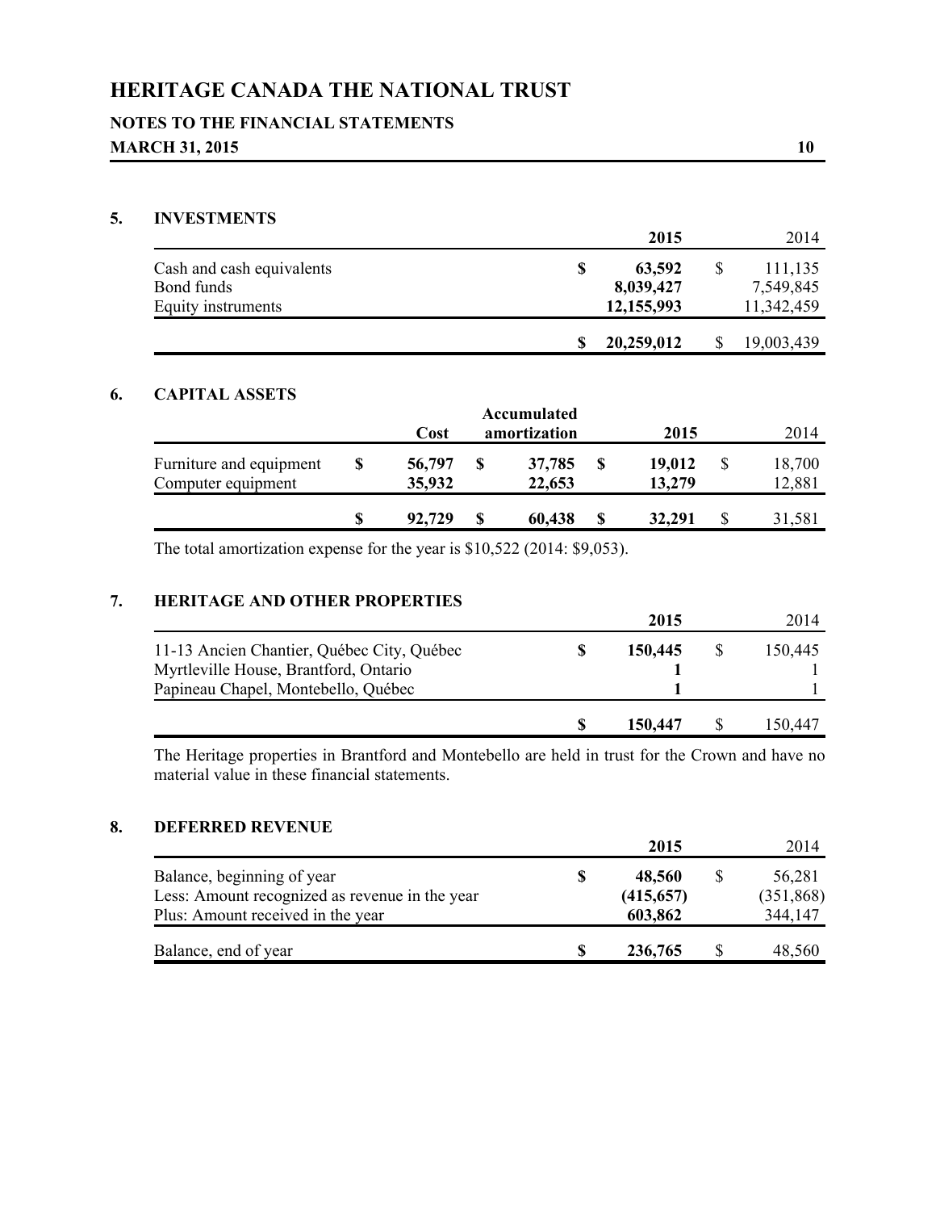## 5. INVESTMENTS

| | 2015 | 2014 |
|---|---|---|
| Cash and cash equivalents | **$ 63,592** | $ 111,135 |
| Bond funds | **8,039,427** | 7,549,845 |
| Equity instruments | **12,155,993** | 11,342,459 |
| | **$ 20,259,012** | $ 19,003,439 |

## 6. CAPITAL ASSETS

| | Cost | Accumulated amortization | 2015 | 2014 |
|---|---|---|---|---|
| Furniture and equipment | **$ 56,797** | **$ 37,785** | **$ 19,012** | $ 18,700 |
| Computer equipment | **35,932** | **22,653** | **13,279** | 12,881 |
| | **$ 92,729** | **$ 60,438** | **$ 32,291** | $ 31,581 |

The total amortization expense for the year is $10,522 (2014: $9,053).

## 7. HERITAGE AND OTHER PROPERTIES

| | 2015 | 2014 |
|---|---|---|
| 11-13 Ancien Chantier, Québec City, Québec | **$ 150,445** | $ 150,445 |
| Myrtleville House, Brantford, Ontario | **1** | 1 |
| Papineau Chapel, Montebello, Québec | **1** | 1 |
| | **$ 150,447** | $ 150,447 |

The Heritage properties in Brantford and Montebello are held in trust for the Crown and have no material value in these financial statements.

## 8. DEFERRED REVENUE

| | 2015 | 2014 |
|---|---|---|
| Balance, beginning of year | **$ 48,560** | $ 56,281 |
| Less: Amount recognized as revenue in the year | **(415,657)** | (351,868) |
| Plus: Amount received in the year | **603,862** | 344,147 |
| Balance, end of year | **$ 236,765** | $ 48,560 |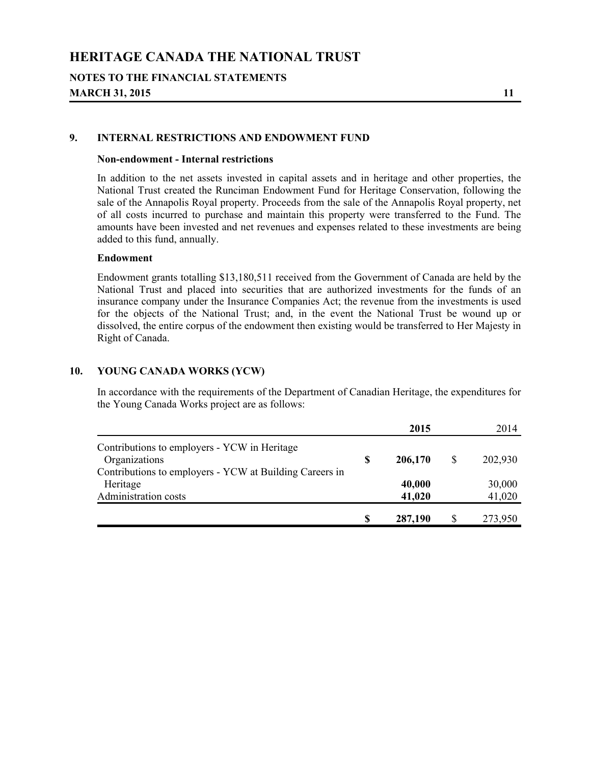## 9. INTERNAL RESTRICTIONS AND ENDOWMENT FUND

### Non-endowment - Internal restrictions

In addition to the net assets invested in capital assets and in heritage and other properties, the National Trust created the Runciman Endowment Fund for Heritage Conservation, following the sale of the Annapolis Royal property. Proceeds from the sale of the Annapolis Royal property, net of all costs incurred to purchase and maintain this property were transferred to the Fund. The amounts have been invested and net revenues and expenses related to these investments are being added to this fund, annually.

### Endowment

Endowment grants totalling $13,180,511 received from the Government of Canada are held by the National Trust and placed into securities that are authorized investments for the funds of an insurance company under the Insurance Companies Act; the revenue from the investments is used for the objects of the National Trust; and, in the event the National Trust be wound up or dissolved, the entire corpus of the endowment then existing would be transferred to Her Majesty in Right of Canada.

## 10. YOUNG CANADA WORKS (YCW)

In accordance with the requirements of the Department of Canadian Heritage, the expenditures for the Young Canada Works project are as follows:

| | **2015** | 2014 |
|---|---|---|
| Contributions to employers - YCW in Heritage Organizations | **$ 206,170** | $ 202,930 |
| Contributions to employers - YCW at Building Careers in Heritage | **40,000** | 30,000 |
| Administration costs | **41,020** | 41,020 |
| | **$ 287,190** | $ 273,950 |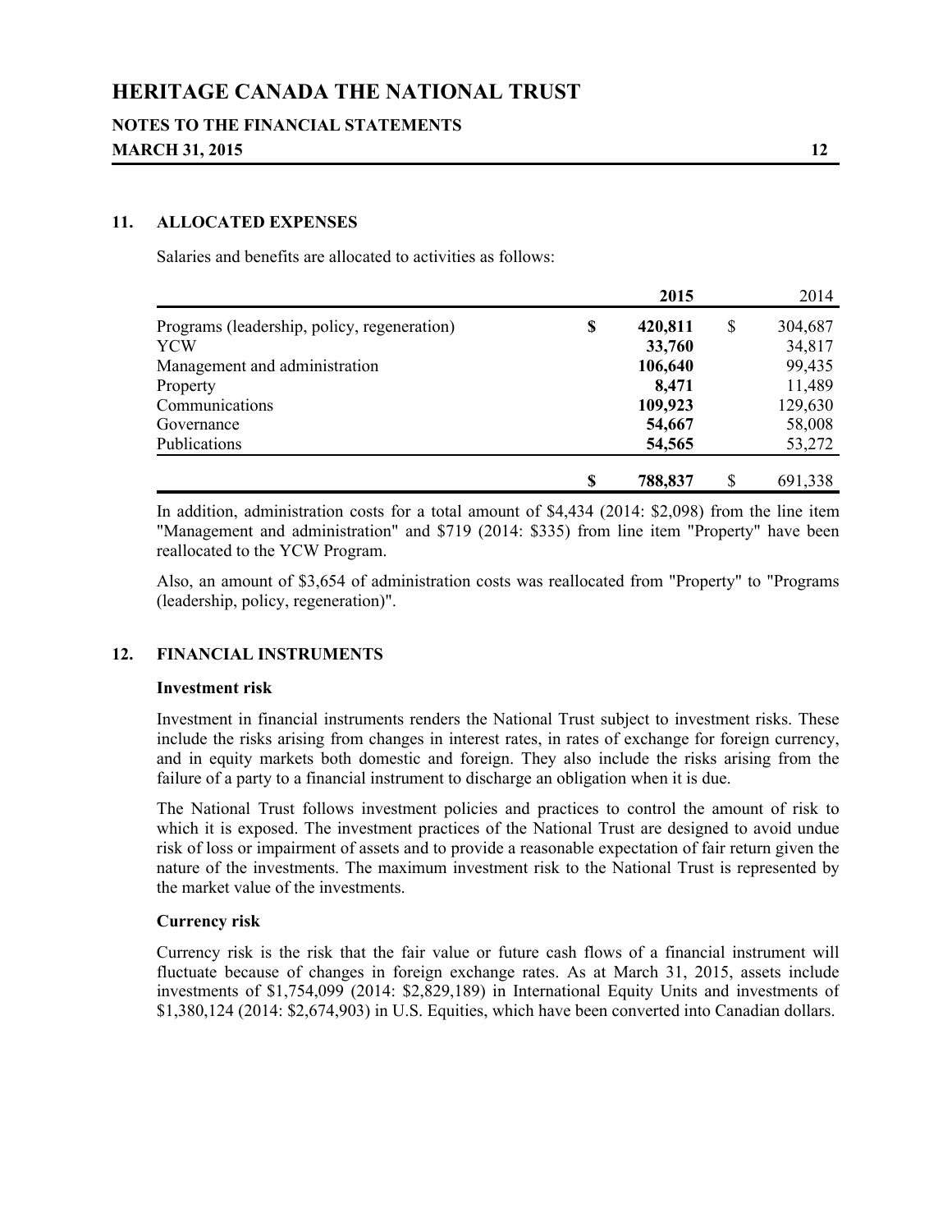## 11. ALLOCATED EXPENSES

Salaries and benefits are allocated to activities as follows:

| | **2015** | 2014 |
|---|---|---|
| Programs (leadership, policy, regeneration) | **$ 420,811** | $ 304,687 |
| YCW | **33,760** | 34,817 |
| Management and administration | **106,640** | 99,435 |
| Property | **8,471** | 11,489 |
| Communications | **109,923** | 129,630 |
| Governance | **54,667** | 58,008 |
| Publications | **54,565** | 53,272 |
| | **$ 788,837** | $ 691,338 |

In addition, administration costs for a total amount of $4,434 (2014: $2,098) from the line item "Management and administration" and $719 (2014: $335) from line item "Property" have been reallocated to the YCW Program.

Also, an amount of $3,654 of administration costs was reallocated from "Property" to "Programs (leadership, policy, regeneration)".

## 12. FINANCIAL INSTRUMENTS

### Investment risk

Investment in financial instruments renders the National Trust subject to investment risks. These include the risks arising from changes in interest rates, in rates of exchange for foreign currency, and in equity markets both domestic and foreign. They also include the risks arising from the failure of a party to a financial instrument to discharge an obligation when it is due.

The National Trust follows investment policies and practices to control the amount of risk to which it is exposed. The investment practices of the National Trust are designed to avoid undue risk of loss or impairment of assets and to provide a reasonable expectation of fair return given the nature of the investments. The maximum investment risk to the National Trust is represented by the market value of the investments.

### Currency risk

Currency risk is the risk that the fair value or future cash flows of a financial instrument will fluctuate because of changes in foreign exchange rates. As at March 31, 2015, assets include investments of $1,754,099 (2014: $2,829,189) in International Equity Units and investments of $1,380,124 (2014: $2,674,903) in U.S. Equities, which have been converted into Canadian dollars.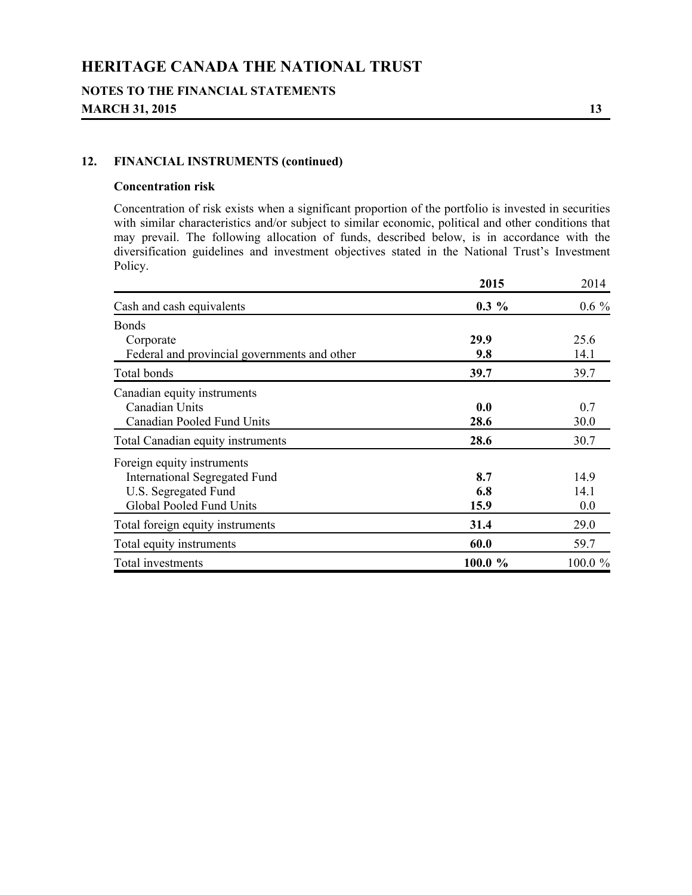## 12. FINANCIAL INSTRUMENTS (continued)

### Concentration risk

Concentration of risk exists when a significant proportion of the portfolio is invested in securities with similar characteristics and/or subject to similar economic, political and other conditions that may prevail. The following allocation of funds, described below, is in accordance with the diversification guidelines and investment objectives stated in the National Trust's Investment Policy.

| | **2015** | 2014 |
|---|---|---|
| Cash and cash equivalents | **0.3 %** | 0.6 % |
| Bonds | | |
| Corporate | **29.9** | 25.6 |
| Federal and provincial governments and other | **9.8** | 14.1 |
| Total bonds | **39.7** | 39.7 |
| Canadian equity instruments | | |
| Canadian Units | **0.0** | 0.7 |
| Canadian Pooled Fund Units | **28.6** | 30.0 |
| Total Canadian equity instruments | **28.6** | 30.7 |
| Foreign equity instruments | | |
| International Segregated Fund | **8.7** | 14.9 |
| U.S. Segregated Fund | **6.8** | 14.1 |
| Global Pooled Fund Units | **15.9** | 0.0 |
| Total foreign equity instruments | **31.4** | 29.0 |
| Total equity instruments | **60.0** | 59.7 |
| Total investments | **100.0 %** | 100.0 % |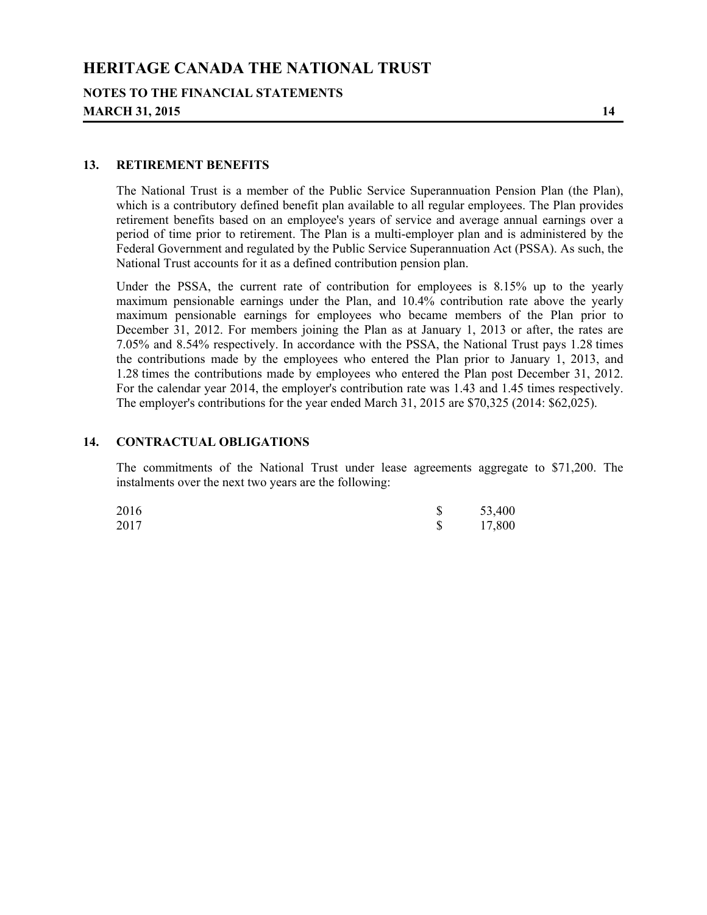# HERITAGE CANADA THE NATIONAL TRUST

## NOTES TO THE FINANCIAL STATEMENTS

## MARCH 31, 2015

### 13. RETIREMENT BENEFITS

The National Trust is a member of the Public Service Superannuation Pension Plan (the Plan), which is a contributory defined benefit plan available to all regular employees. The Plan provides retirement benefits based on an employee's years of service and average annual earnings over a period of time prior to retirement. The Plan is a multi-employer plan and is administered by the Federal Government and regulated by the Public Service Superannuation Act (PSSA). As such, the National Trust accounts for it as a defined contribution pension plan.

Under the PSSA, the current rate of contribution for employees is 8.15% up to the yearly maximum pensionable earnings under the Plan, and 10.4% contribution rate above the yearly maximum pensionable earnings for employees who became members of the Plan prior to December 31, 2012. For members joining the Plan as at January 1, 2013 or after, the rates are 7.05% and 8.54% respectively. In accordance with the PSSA, the National Trust pays 1.28 times the contributions made by the employees who entered the Plan prior to January 1, 2013, and 1.28 times the contributions made by employees who entered the Plan post December 31, 2012. For the calendar year 2014, the employer's contribution rate was 1.43 and 1.45 times respectively. The employer's contributions for the year ended March 31, 2015 are $70,325 (2014: $62,025).

### 14. CONTRACTUAL OBLIGATIONS

The commitments of the National Trust under lease agreements aggregate to $71,200. The instalments over the next two years are the following:

| | | |
|---|---|---|
| 2016 | $ | 53,400 |
| 2017 | $ | 17,800 |